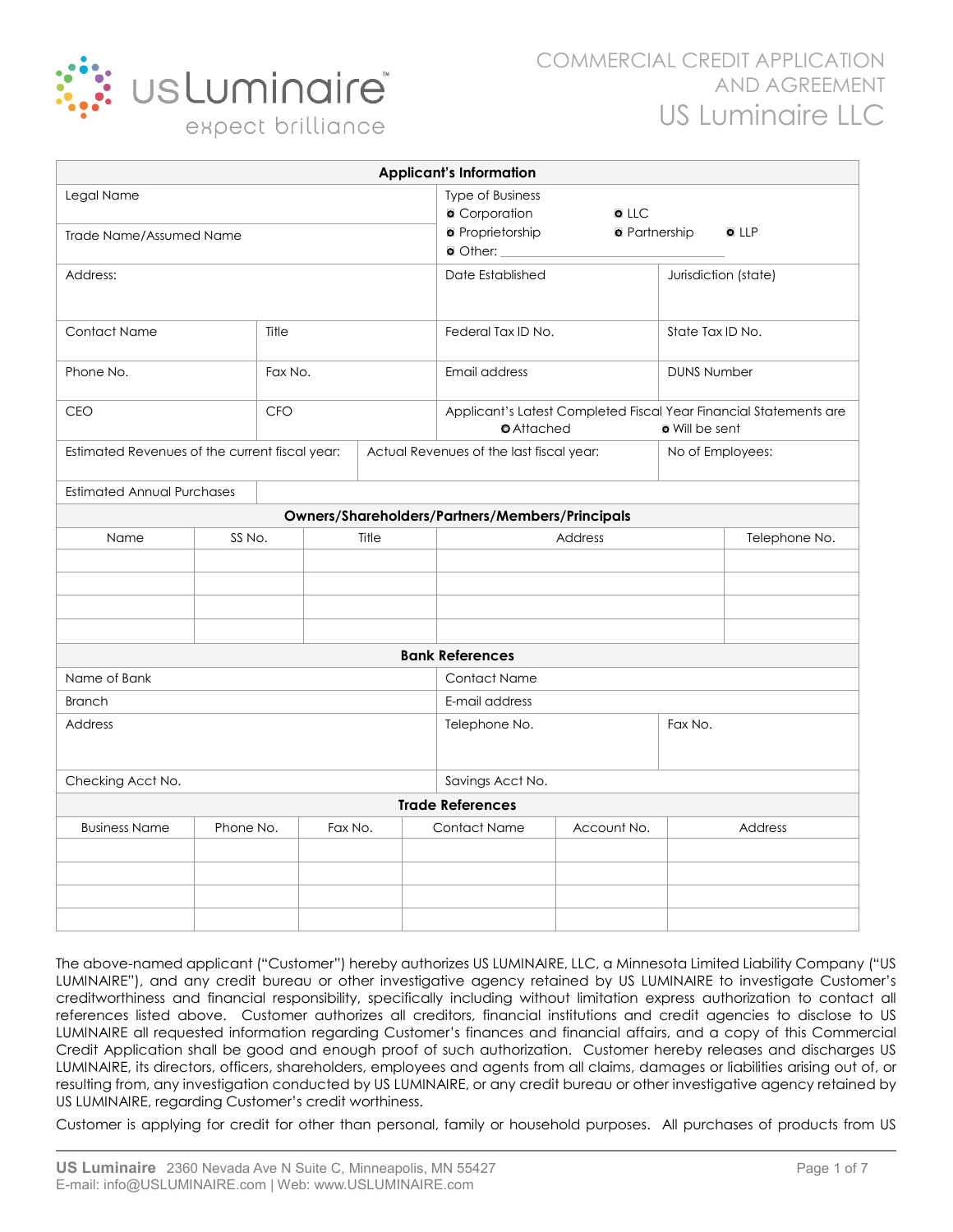usLuminaire
expect brilliance

# COMMERCIAL CREDIT APPLICATION AND AGREEMENT
## US Luminaire LLC

| **Applicant's Information** | | | |
|---|---|---|---|
| Legal Name | | Type of Business<br>○ Corporation ○ LLC<br>○ Proprietorship ○ Partnership ○ LLP<br>○ Other: ______ | |
| Trade Name/Assumed Name | | | |
| Address: | | Date Established | Jurisdiction (state) |
| Contact Name | Title | Federal Tax ID No. | State Tax ID No. |
| Phone No. | Fax No. | Email address | DUNS Number |
| CEO | CFO | Applicant's Latest Completed Fiscal Year Financial Statements are<br>○ Attached ○ Will be sent | |
| Estimated Revenues of the current fiscal year: | | Actual Revenues of the last fiscal year: | No of Employees: |
| Estimated Annual Purchases | | | |

| **Owners/Shareholders/Partners/Members/Principals** | | | | |
|---|---|---|---|---|
| Name | SS No. | Title | Address | Telephone No. |
| | | | | |
| | | | | |
| | | | | |
| | | | | |

| **Bank References** | | |
|---|---|---|
| Name of Bank | Contact Name | |
| Branch | E-mail address | |
| Address | Telephone No. | Fax No. |
| Checking Acct No. | Savings Acct No. | |

| **Trade References** | | | | | |
|---|---|---|---|---|---|
| Business Name | Phone No. | Fax No. | Contact Name | Account No. | Address |
| | | | | | |
| | | | | | |
| | | | | | |
| | | | | | |

The above-named applicant ("Customer") hereby authorizes US LUMINAIRE, LLC, a Minnesota Limited Liability Company ("US LUMINAIRE"), and any credit bureau or other investigative agency retained by US LUMINAIRE to investigate Customer's creditworthiness and financial responsibility, specifically including without limitation express authorization to contact all references listed above. Customer authorizes all creditors, financial institutions and credit agencies to disclose to US LUMINAIRE all requested information regarding Customer's finances and financial affairs, and a copy of this Commercial Credit Application shall be good and enough proof of such authorization. Customer hereby releases and discharges US LUMINAIRE, its directors, officers, shareholders, employees and agents from all claims, damages or liabilities arising out of, or resulting from, any investigation conducted by US LUMINAIRE, or any credit bureau or other investigative agency retained by US LUMINAIRE, regarding Customer's credit worthiness.

Customer is applying for credit for other than personal, family or household purposes. All purchases of products from US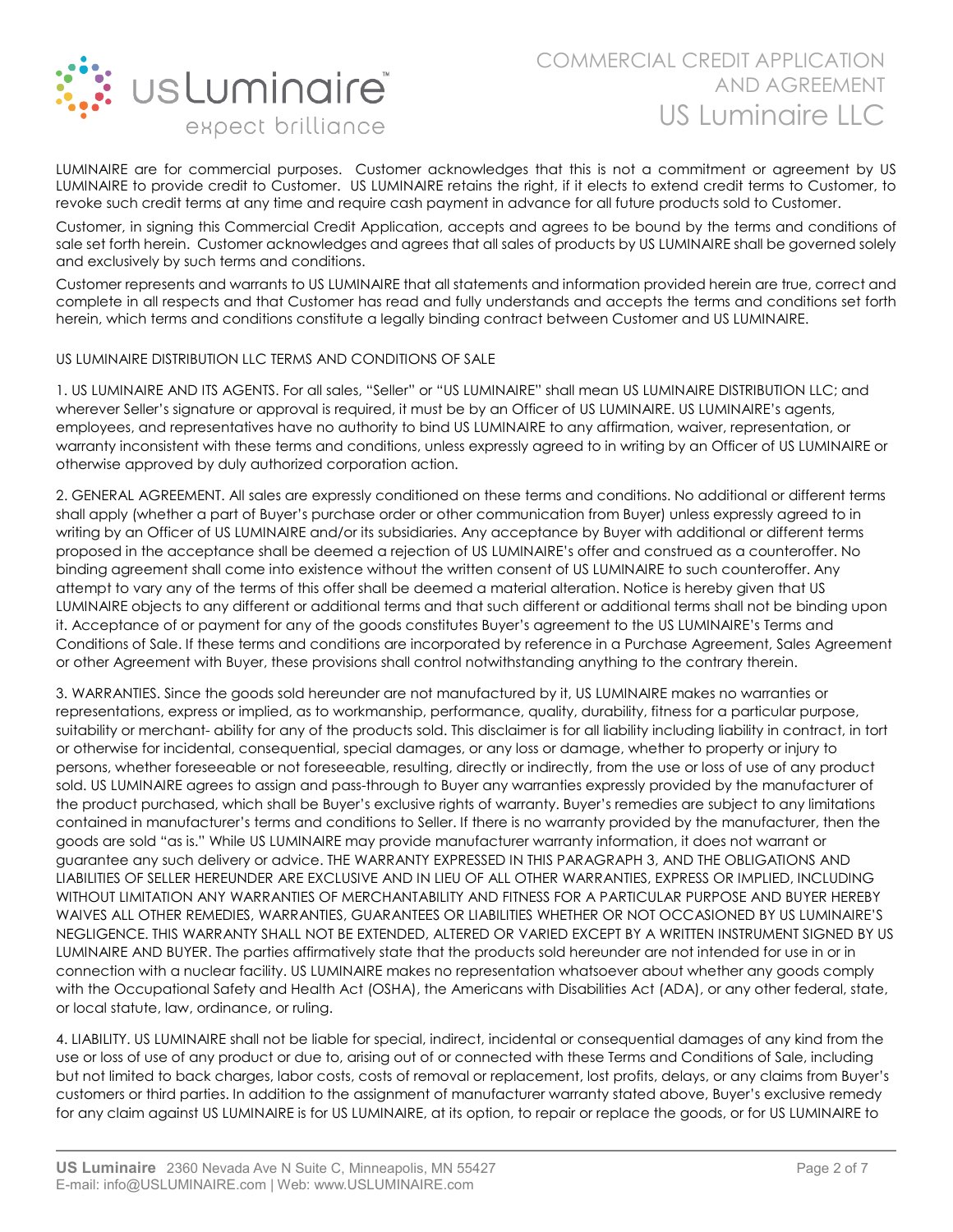LUMINAIRE are for commercial purposes. Customer acknowledges that this is not a commitment or agreement by US LUMINAIRE to provide credit to Customer. US LUMINAIRE retains the right, if it elects to extend credit terms to Customer, to revoke such credit terms at any time and require cash payment in advance for all future products sold to Customer.

Customer, in signing this Commercial Credit Application, accepts and agrees to be bound by the terms and conditions of sale set forth herein. Customer acknowledges and agrees that all sales of products by US LUMINAIRE shall be governed solely and exclusively by such terms and conditions.

Customer represents and warrants to US LUMINAIRE that all statements and information provided herein are true, correct and complete in all respects and that Customer has read and fully understands and accepts the terms and conditions set forth herein, which terms and conditions constitute a legally binding contract between Customer and US LUMINAIRE.

US LUMINAIRE DISTRIBUTION LLC TERMS AND CONDITIONS OF SALE

1. US LUMINAIRE AND ITS AGENTS. For all sales, "Seller" or "US LUMINAIRE" shall mean US LUMINAIRE DISTRIBUTION LLC; and wherever Seller's signature or approval is required, it must be by an Officer of US LUMINAIRE. US LUMINAIRE's agents, employees, and representatives have no authority to bind US LUMINAIRE to any affirmation, waiver, representation, or warranty inconsistent with these terms and conditions, unless expressly agreed to in writing by an Officer of US LUMINAIRE or otherwise approved by duly authorized corporation action.

2. GENERAL AGREEMENT. All sales are expressly conditioned on these terms and conditions. No additional or different terms shall apply (whether a part of Buyer's purchase order or other communication from Buyer) unless expressly agreed to in writing by an Officer of US LUMINAIRE and/or its subsidiaries. Any acceptance by Buyer with additional or different terms proposed in the acceptance shall be deemed a rejection of US LUMINAIRE's offer and construed as a counteroffer. No binding agreement shall come into existence without the written consent of US LUMINAIRE to such counteroffer. Any attempt to vary any of the terms of this offer shall be deemed a material alteration. Notice is hereby given that US LUMINAIRE objects to any different or additional terms and that such different or additional terms shall not be binding upon it. Acceptance of or payment for any of the goods constitutes Buyer's agreement to the US LUMINAIRE's Terms and Conditions of Sale. If these terms and conditions are incorporated by reference in a Purchase Agreement, Sales Agreement or other Agreement with Buyer, these provisions shall control notwithstanding anything to the contrary therein.

3. WARRANTIES. Since the goods sold hereunder are not manufactured by it, US LUMINAIRE makes no warranties or representations, express or implied, as to workmanship, performance, quality, durability, fitness for a particular purpose, suitability or merchant- ability for any of the products sold. This disclaimer is for all liability including liability in contract, in tort or otherwise for incidental, consequential, special damages, or any loss or damage, whether to property or injury to persons, whether foreseeable or not foreseeable, resulting, directly or indirectly, from the use or loss of use of any product sold. US LUMINAIRE agrees to assign and pass-through to Buyer any warranties expressly provided by the manufacturer of the product purchased, which shall be Buyer's exclusive rights of warranty. Buyer's remedies are subject to any limitations contained in manufacturer's terms and conditions to Seller. If there is no warranty provided by the manufacturer, then the goods are sold "as is." While US LUMINAIRE may provide manufacturer warranty information, it does not warrant or guarantee any such delivery or advice. THE WARRANTY EXPRESSED IN THIS PARAGRAPH 3, AND THE OBLIGATIONS AND LIABILITIES OF SELLER HEREUNDER ARE EXCLUSIVE AND IN LIEU OF ALL OTHER WARRANTIES, EXPRESS OR IMPLIED, INCLUDING WITHOUT LIMITATION ANY WARRANTIES OF MERCHANTABILITY AND FITNESS FOR A PARTICULAR PURPOSE AND BUYER HEREBY WAIVES ALL OTHER REMEDIES, WARRANTIES, GUARANTEES OR LIABILITIES WHETHER OR NOT OCCASIONED BY US LUMINAIRE'S NEGLIGENCE. THIS WARRANTY SHALL NOT BE EXTENDED, ALTERED OR VARIED EXCEPT BY A WRITTEN INSTRUMENT SIGNED BY US LUMINAIRE AND BUYER. The parties affirmatively state that the products sold hereunder are not intended for use in or in connection with a nuclear facility. US LUMINAIRE makes no representation whatsoever about whether any goods comply with the Occupational Safety and Health Act (OSHA), the Americans with Disabilities Act (ADA), or any other federal, state, or local statute, law, ordinance, or ruling.

4. LIABILITY. US LUMINAIRE shall not be liable for special, indirect, incidental or consequential damages of any kind from the use or loss of use of any product or due to, arising out of or connected with these Terms and Conditions of Sale, including but not limited to back charges, labor costs, costs of removal or replacement, lost profits, delays, or any claims from Buyer's customers or third parties. In addition to the assignment of manufacturer warranty stated above, Buyer's exclusive remedy for any claim against US LUMINAIRE is for US LUMINAIRE, at its option, to repair or replace the goods, or for US LUMINAIRE to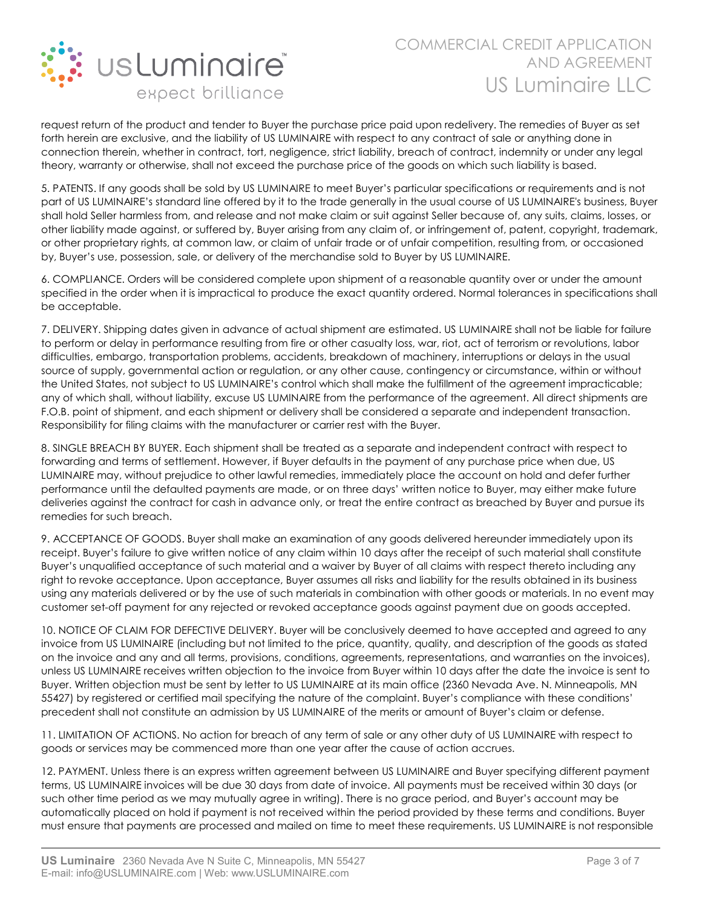request return of the product and tender to Buyer the purchase price paid upon redelivery. The remedies of Buyer as set forth herein are exclusive, and the liability of US LUMINAIRE with respect to any contract of sale or anything done in connection therein, whether in contract, tort, negligence, strict liability, breach of contract, indemnity or under any legal theory, warranty or otherwise, shall not exceed the purchase price of the goods on which such liability is based.

5. PATENTS. If any goods shall be sold by US LUMINAIRE to meet Buyer's particular specifications or requirements and is not part of US LUMINAIRE's standard line offered by it to the trade generally in the usual course of US LUMINAIRE's business, Buyer shall hold Seller harmless from, and release and not make claim or suit against Seller because of, any suits, claims, losses, or other liability made against, or suffered by, Buyer arising from any claim of, or infringement of, patent, copyright, trademark, or other proprietary rights, at common law, or claim of unfair trade or of unfair competition, resulting from, or occasioned by, Buyer's use, possession, sale, or delivery of the merchandise sold to Buyer by US LUMINAIRE.

6. COMPLIANCE. Orders will be considered complete upon shipment of a reasonable quantity over or under the amount specified in the order when it is impractical to produce the exact quantity ordered. Normal tolerances in specifications shall be acceptable.

7. DELIVERY. Shipping dates given in advance of actual shipment are estimated. US LUMINAIRE shall not be liable for failure to perform or delay in performance resulting from fire or other casualty loss, war, riot, act of terrorism or revolutions, labor difficulties, embargo, transportation problems, accidents, breakdown of machinery, interruptions or delays in the usual source of supply, governmental action or regulation, or any other cause, contingency or circumstance, within or without the United States, not subject to US LUMINAIRE's control which shall make the fulfillment of the agreement impracticable; any of which shall, without liability, excuse US LUMINAIRE from the performance of the agreement. All direct shipments are F.O.B. point of shipment, and each shipment or delivery shall be considered a separate and independent transaction. Responsibility for filing claims with the manufacturer or carrier rest with the Buyer.

8. SINGLE BREACH BY BUYER. Each shipment shall be treated as a separate and independent contract with respect to forwarding and terms of settlement. However, if Buyer defaults in the payment of any purchase price when due, US LUMINAIRE may, without prejudice to other lawful remedies, immediately place the account on hold and defer further performance until the defaulted payments are made, or on three days' written notice to Buyer, may either make future deliveries against the contract for cash in advance only, or treat the entire contract as breached by Buyer and pursue its remedies for such breach.

9. ACCEPTANCE OF GOODS. Buyer shall make an examination of any goods delivered hereunder immediately upon its receipt. Buyer's failure to give written notice of any claim within 10 days after the receipt of such material shall constitute Buyer's unqualified acceptance of such material and a waiver by Buyer of all claims with respect thereto including any right to revoke acceptance. Upon acceptance, Buyer assumes all risks and liability for the results obtained in its business using any materials delivered or by the use of such materials in combination with other goods or materials. In no event may customer set-off payment for any rejected or revoked acceptance goods against payment due on goods accepted.

10. NOTICE OF CLAIM FOR DEFECTIVE DELIVERY. Buyer will be conclusively deemed to have accepted and agreed to any invoice from US LUMINAIRE (including but not limited to the price, quantity, quality, and description of the goods as stated on the invoice and any and all terms, provisions, conditions, agreements, representations, and warranties on the invoices), unless US LUMINAIRE receives written objection to the invoice from Buyer within 10 days after the date the invoice is sent to Buyer. Written objection must be sent by letter to US LUMINAIRE at its main office (2360 Nevada Ave. N. Minneapolis, MN 55427) by registered or certified mail specifying the nature of the complaint. Buyer's compliance with these conditions' precedent shall not constitute an admission by US LUMINAIRE of the merits or amount of Buyer's claim or defense.

11. LIMITATION OF ACTIONS. No action for breach of any term of sale or any other duty of US LUMINAIRE with respect to goods or services may be commenced more than one year after the cause of action accrues.

12. PAYMENT. Unless there is an express written agreement between US LUMINAIRE and Buyer specifying different payment terms, US LUMINAIRE invoices will be due 30 days from date of invoice. All payments must be received within 30 days (or such other time period as we may mutually agree in writing). There is no grace period, and Buyer's account may be automatically placed on hold if payment is not received within the period provided by these terms and conditions. Buyer must ensure that payments are processed and mailed on time to meet these requirements. US LUMINAIRE is not responsible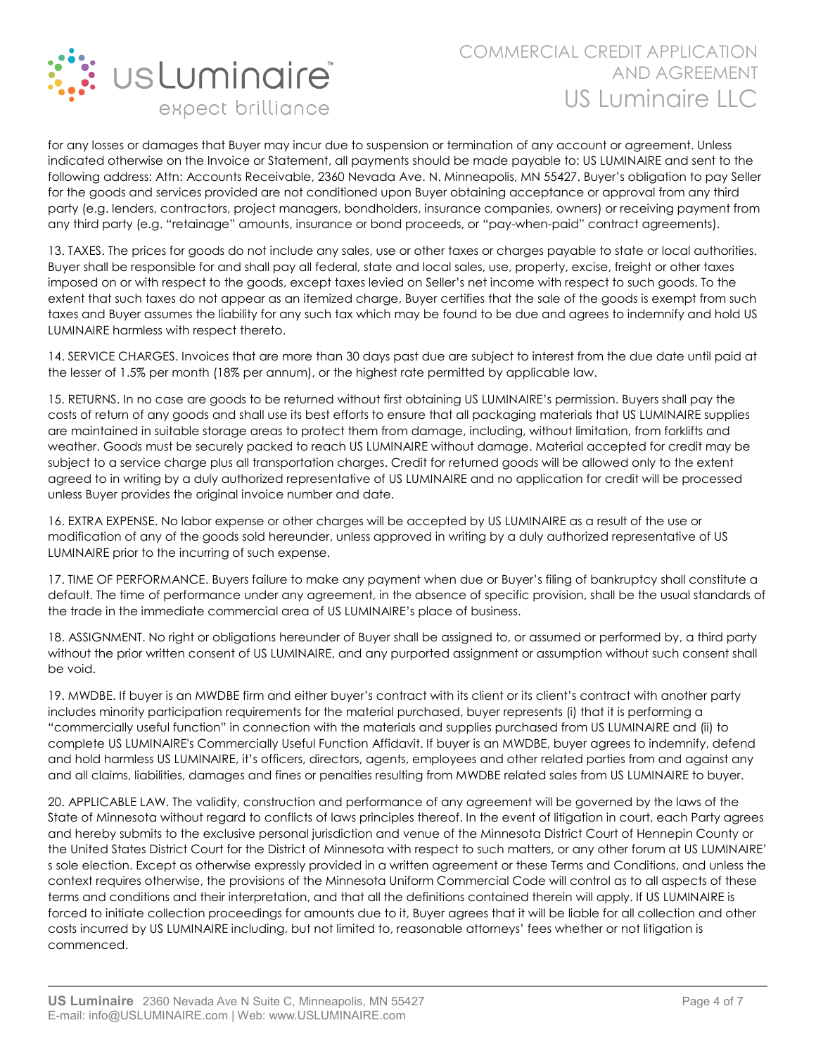for any losses or damages that Buyer may incur due to suspension or termination of any account or agreement. Unless indicated otherwise on the Invoice or Statement, all payments should be made payable to: US LUMINAIRE and sent to the following address: Attn: Accounts Receivable, 2360 Nevada Ave. N. Minneapolis, MN 55427. Buyer's obligation to pay Seller for the goods and services provided are not conditioned upon Buyer obtaining acceptance or approval from any third party (e.g. lenders, contractors, project managers, bondholders, insurance companies, owners) or receiving payment from any third party (e.g. "retainage" amounts, insurance or bond proceeds, or "pay-when-paid" contract agreements).

13. TAXES. The prices for goods do not include any sales, use or other taxes or charges payable to state or local authorities. Buyer shall be responsible for and shall pay all federal, state and local sales, use, property, excise, freight or other taxes imposed on or with respect to the goods, except taxes levied on Seller's net income with respect to such goods. To the extent that such taxes do not appear as an itemized charge, Buyer certifies that the sale of the goods is exempt from such taxes and Buyer assumes the liability for any such tax which may be found to be due and agrees to indemnify and hold US LUMINAIRE harmless with respect thereto.

14. SERVICE CHARGES. Invoices that are more than 30 days past due are subject to interest from the due date until paid at the lesser of 1.5% per month (18% per annum), or the highest rate permitted by applicable law.

15. RETURNS. In no case are goods to be returned without first obtaining US LUMINAIRE's permission. Buyers shall pay the costs of return of any goods and shall use its best efforts to ensure that all packaging materials that US LUMINAIRE supplies are maintained in suitable storage areas to protect them from damage, including, without limitation, from forklifts and weather. Goods must be securely packed to reach US LUMINAIRE without damage. Material accepted for credit may be subject to a service charge plus all transportation charges. Credit for returned goods will be allowed only to the extent agreed to in writing by a duly authorized representative of US LUMINAIRE and no application for credit will be processed unless Buyer provides the original invoice number and date.

16. EXTRA EXPENSE. No labor expense or other charges will be accepted by US LUMINAIRE as a result of the use or modification of any of the goods sold hereunder, unless approved in writing by a duly authorized representative of US LUMINAIRE prior to the incurring of such expense.

17. TIME OF PERFORMANCE. Buyers failure to make any payment when due or Buyer's filing of bankruptcy shall constitute a default. The time of performance under any agreement, in the absence of specific provision, shall be the usual standards of the trade in the immediate commercial area of US LUMINAIRE's place of business.

18. ASSIGNMENT. No right or obligations hereunder of Buyer shall be assigned to, or assumed or performed by, a third party without the prior written consent of US LUMINAIRE, and any purported assignment or assumption without such consent shall be void.

19. MWDBE. If buyer is an MWDBE firm and either buyer's contract with its client or its client's contract with another party includes minority participation requirements for the material purchased, buyer represents (i) that it is performing a "commercially useful function" in connection with the materials and supplies purchased from US LUMINAIRE and (ii) to complete US LUMINAIRE's Commercially Useful Function Affidavit. If buyer is an MWDBE, buyer agrees to indemnify, defend and hold harmless US LUMINAIRE, it's officers, directors, agents, employees and other related parties from and against any and all claims, liabilities, damages and fines or penalties resulting from MWDBE related sales from US LUMINAIRE to buyer.

20. APPLICABLE LAW. The validity, construction and performance of any agreement will be governed by the laws of the State of Minnesota without regard to conflicts of laws principles thereof. In the event of litigation in court, each Party agrees and hereby submits to the exclusive personal jurisdiction and venue of the Minnesota District Court of Hennepin County or the United States District Court for the District of Minnesota with respect to such matters, or any other forum at US LUMINAIRE's sole election. Except as otherwise expressly provided in a written agreement or these Terms and Conditions, and unless the context requires otherwise, the provisions of the Minnesota Uniform Commercial Code will control as to all aspects of these terms and conditions and their interpretation, and that all the definitions contained therein will apply. If US LUMINAIRE is forced to initiate collection proceedings for amounts due to it, Buyer agrees that it will be liable for all collection and other costs incurred by US LUMINAIRE including, but not limited to, reasonable attorneys' fees whether or not litigation is commenced.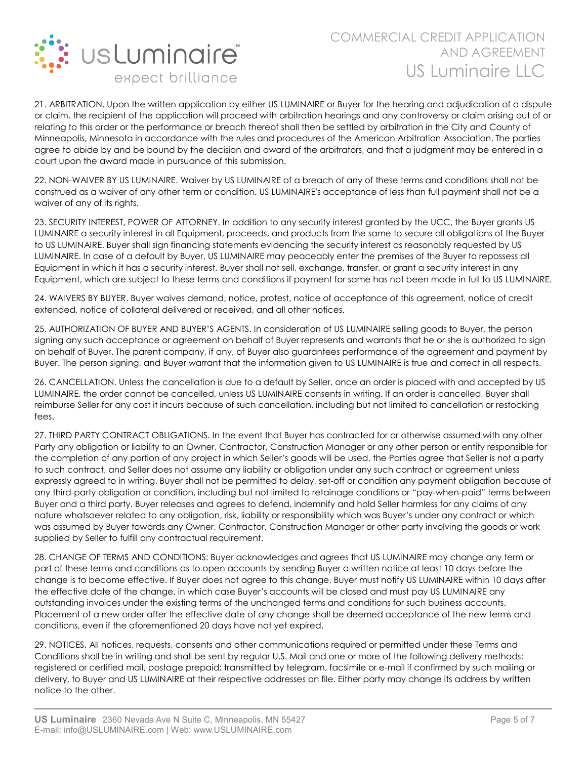21. ARBITRATION. Upon the written application by either US LUMINAIRE or Buyer for the hearing and adjudication of a dispute or claim, the recipient of the application will proceed with arbitration hearings and any controversy or claim arising out of or relating to this order or the performance or breach thereof shall then be settled by arbitration in the City and County of Minneapolis, Minnesota in accordance with the rules and procedures of the American Arbitration Association. The parties agree to abide by and be bound by the decision and award of the arbitrators, and that a judgment may be entered in a court upon the award made in pursuance of this submission.

22. NON-WAIVER BY US LUMINAIRE. Waiver by US LUMINAIRE of a breach of any of these terms and conditions shall not be construed as a waiver of any other term or condition. US LUMINAIRE's acceptance of less than full payment shall not be a waiver of any of its rights.

23. SECURITY INTEREST, POWER OF ATTORNEY. In addition to any security interest granted by the UCC, the Buyer grants US LUMINAIRE a security interest in all Equipment, proceeds, and products from the same to secure all obligations of the Buyer to US LUMINAIRE. Buyer shall sign financing statements evidencing the security interest as reasonably requested by US LUMINAIRE. In case of a default by Buyer, US LUMINAIRE may peaceably enter the premises of the Buyer to repossess all Equipment in which it has a security interest, Buyer shall not sell, exchange, transfer, or grant a security interest in any Equipment, which are subject to these terms and conditions if payment for same has not been made in full to US LUMINAIRE.

24. WAIVERS BY BUYER. Buyer waives demand, notice, protest, notice of acceptance of this agreement, notice of credit extended, notice of collateral delivered or received, and all other notices.

25. AUTHORIZATION OF BUYER AND BUYER'S AGENTS. In consideration of US LUMINAIRE selling goods to Buyer, the person signing any such acceptance or agreement on behalf of Buyer represents and warrants that he or she is authorized to sign on behalf of Buyer. The parent company, if any, of Buyer also guarantees performance of the agreement and payment by Buyer. The person signing, and Buyer warrant that the information given to US LUMINAIRE is true and correct in all respects.

26. CANCELLATION. Unless the cancellation is due to a default by Seller, once an order is placed with and accepted by US LUMINAIRE, the order cannot be cancelled, unless US LUMINAIRE consents in writing. If an order is cancelled, Buyer shall reimburse Seller for any cost it incurs because of such cancellation, including but not limited to cancellation or restocking fees.

27. THIRD PARTY CONTRACT OBLIGATIONS. In the event that Buyer has contracted for or otherwise assumed with any other Party any obligation or liability to an Owner, Contractor, Construction Manager or any other person or entity responsible for the completion of any portion of any project in which Seller's goods will be used, the Parties agree that Seller is not a party to such contract, and Seller does not assume any liability or obligation under any such contract or agreement unless expressly agreed to in writing. Buyer shall not be permitted to delay, set-off or condition any payment obligation because of any third-party obligation or condition, including but not limited to retainage conditions or "pay-when-paid" terms between Buyer and a third party. Buyer releases and agrees to defend, indemnify and hold Seller harmless for any claims of any nature whatsoever related to any obligation, risk, liability or responsibility which was Buyer's under any contract or which was assumed by Buyer towards any Owner, Contractor, Construction Manager or other party involving the goods or work supplied by Seller to fulfill any contractual requirement.

28. CHANGE OF TERMS AND CONDITIONS: Buyer acknowledges and agrees that US LUMINAIRE may change any term or part of these terms and conditions as to open accounts by sending Buyer a written notice at least 10 days before the change is to become effective. If Buyer does not agree to this change, Buyer must notify US LUMINAIRE within 10 days after the effective date of the change, in which case Buyer's accounts will be closed and must pay US LUMINAIRE any outstanding invoices under the existing terms of the unchanged terms and conditions for such business accounts. Placement of a new order after the effective date of any change shall be deemed acceptance of the new terms and conditions, even if the aforementioned 20 days have not yet expired.

29. NOTICES. All notices, requests, consents and other communications required or permitted under these Terms and Conditions shall be in writing and shall be sent by regular U.S. Mail and one or more of the following delivery methods: registered or certified mail, postage prepaid; transmitted by telegram, facsimile or e-mail if confirmed by such mailing or delivery, to Buyer and US LUMINAIRE at their respective addresses on file. Either party may change its address by written notice to the other.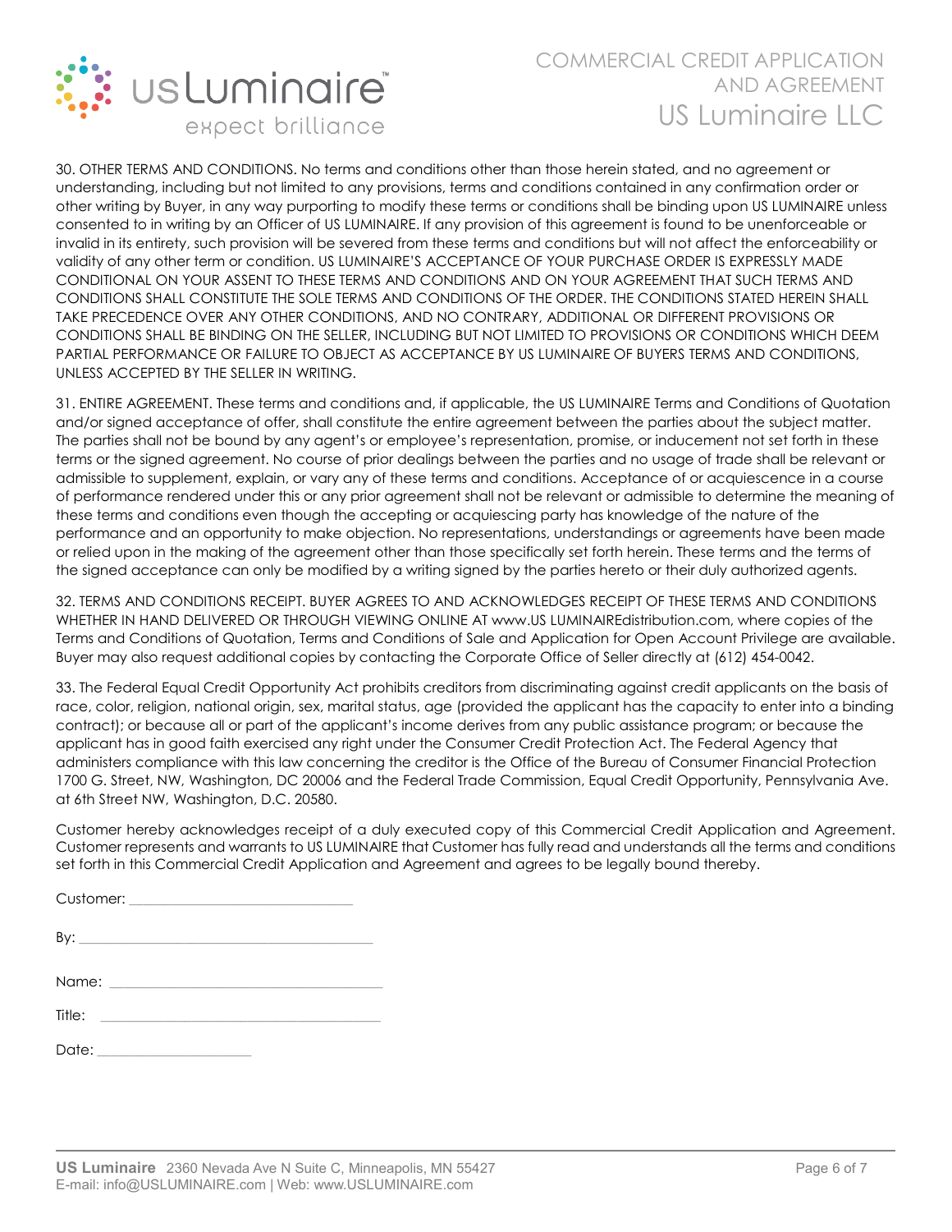30. OTHER TERMS AND CONDITIONS. No terms and conditions other than those herein stated, and no agreement or understanding, including but not limited to any provisions, terms and conditions contained in any confirmation order or other writing by Buyer, in any way purporting to modify these terms or conditions shall be binding upon US LUMINAIRE unless consented to in writing by an Officer of US LUMINAIRE. If any provision of this agreement is found to be unenforceable or invalid in its entirety, such provision will be severed from these terms and conditions but will not affect the enforceability or validity of any other term or condition. US LUMINAIRE'S ACCEPTANCE OF YOUR PURCHASE ORDER IS EXPRESSLY MADE CONDITIONAL ON YOUR ASSENT TO THESE TERMS AND CONDITIONS AND ON YOUR AGREEMENT THAT SUCH TERMS AND CONDITIONS SHALL CONSTITUTE THE SOLE TERMS AND CONDITIONS OF THE ORDER. THE CONDITIONS STATED HEREIN SHALL TAKE PRECEDENCE OVER ANY OTHER CONDITIONS, AND NO CONTRARY, ADDITIONAL OR DIFFERENT PROVISIONS OR CONDITIONS SHALL BE BINDING ON THE SELLER, INCLUDING BUT NOT LIMITED TO PROVISIONS OR CONDITIONS WHICH DEEM PARTIAL PERFORMANCE OR FAILURE TO OBJECT AS ACCEPTANCE BY US LUMINAIRE OF BUYERS TERMS AND CONDITIONS, UNLESS ACCEPTED BY THE SELLER IN WRITING.

31. ENTIRE AGREEMENT. These terms and conditions and, if applicable, the US LUMINAIRE Terms and Conditions of Quotation and/or signed acceptance of offer, shall constitute the entire agreement between the parties about the subject matter. The parties shall not be bound by any agent's or employee's representation, promise, or inducement not set forth in these terms or the signed agreement. No course of prior dealings between the parties and no usage of trade shall be relevant or admissible to supplement, explain, or vary any of these terms and conditions. Acceptance of or acquiescence in a course of performance rendered under this or any prior agreement shall not be relevant or admissible to determine the meaning of these terms and conditions even though the accepting or acquiescing party has knowledge of the nature of the performance and an opportunity to make objection. No representations, understandings or agreements have been made or relied upon in the making of the agreement other than those specifically set forth herein. These terms and the terms of the signed acceptance can only be modified by a writing signed by the parties hereto or their duly authorized agents.

32. TERMS AND CONDITIONS RECEIPT. BUYER AGREES TO AND ACKNOWLEDGES RECEIPT OF THESE TERMS AND CONDITIONS WHETHER IN HAND DELIVERED OR THROUGH VIEWING ONLINE AT www.US LUMINAIREdistribution.com, where copies of the Terms and Conditions of Quotation, Terms and Conditions of Sale and Application for Open Account Privilege are available. Buyer may also request additional copies by contacting the Corporate Office of Seller directly at (612) 454-0042.

33. The Federal Equal Credit Opportunity Act prohibits creditors from discriminating against credit applicants on the basis of race, color, religion, national origin, sex, marital status, age (provided the applicant has the capacity to enter into a binding contract); or because all or part of the applicant's income derives from any public assistance program; or because the applicant has in good faith exercised any right under the Consumer Credit Protection Act. The Federal Agency that administers compliance with this law concerning the creditor is the Office of the Bureau of Consumer Financial Protection 1700 G. Street, NW, Washington, DC 20006 and the Federal Trade Commission, Equal Credit Opportunity, Pennsylvania Ave. at 6th Street NW, Washington, D.C. 20580.

Customer hereby acknowledges receipt of a duly executed copy of this Commercial Credit Application and Agreement. Customer represents and warrants to US LUMINAIRE that Customer has fully read and understands all the terms and conditions set forth in this Commercial Credit Application and Agreement and agrees to be legally bound thereby.

Customer: ______________________________

By: ________________________________________

Name: ______________________________________

Title: ______________________________________

Date: _____________________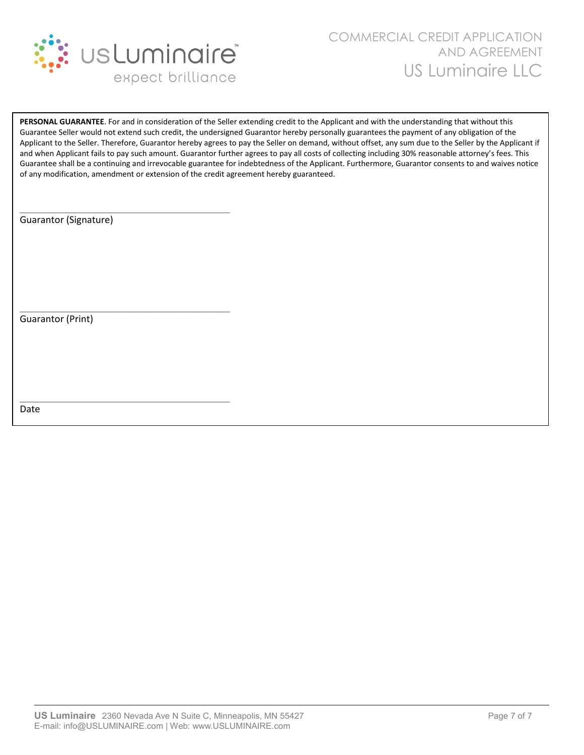**PERSONAL GUARANTEE**. For and in consideration of the Seller extending credit to the Applicant and with the understanding that without this Guarantee Seller would not extend such credit, the undersigned Guarantor hereby personally guarantees the payment of any obligation of the Applicant to the Seller. Therefore, Guarantor hereby agrees to pay the Seller on demand, without offset, any sum due to the Seller by the Applicant if and when Applicant fails to pay such amount. Guarantor further agrees to pay all costs of collecting including 30% reasonable attorney's fees. This Guarantee shall be a continuing and irrevocable guarantee for indebtedness of the Applicant. Furthermore, Guarantor consents to and waives notice of any modification, amendment or extension of the credit agreement hereby guaranteed.

\_\_\_\_\_\_\_\_\_\_\_\_\_\_\_\_\_\_\_\_\_\_\_\_\_\_\_\_\_\_\_\_\_\_\_\_\_\_\_\_\_\_

Guarantor (Signature)

\_\_\_\_\_\_\_\_\_\_\_\_\_\_\_\_\_\_\_\_\_\_\_\_\_\_\_\_\_\_\_\_\_\_\_\_\_\_\_\_\_\_

Guarantor (Print)

\_\_\_\_\_\_\_\_\_\_\_\_\_\_\_\_\_\_\_\_\_\_\_\_\_\_\_\_\_\_\_\_\_\_\_\_\_\_\_\_\_\_

Date